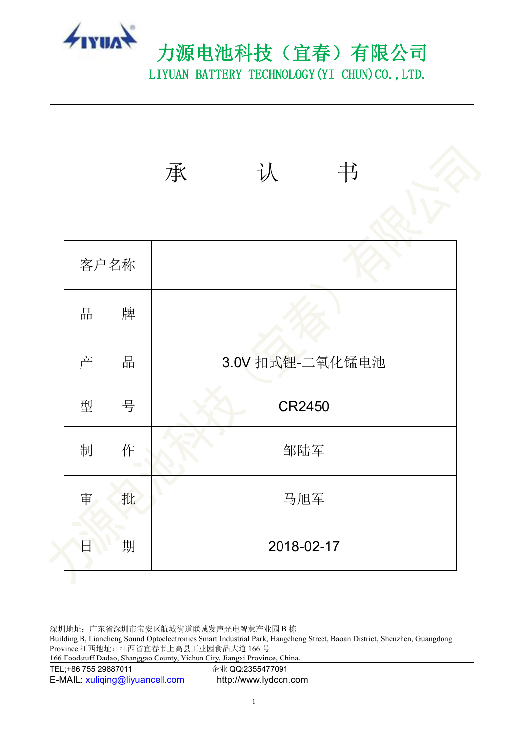# 力源电池科技（宜春）有限公司

LIYUAN BATTERY TECHNOLOGY(YI CHUN)CO.,LTD.

# 承　　认　　书

| 客户名称 | |
|---|---|
| 品　　牌 | |
| 产　　品 | 3.0V 扣式锂-二氧化锰电池 |
| 型　　号 | CR2450 |
| 制　　作 | 邹陆军 |
| 审　　批 | 马旭军 |
| 日　　期 | 2018-02-17 |

深圳地址：广东省深圳市宝安区航城街道联诚发声光电智慧产业园 B 栋
Building B, Liancheng Sound Optoelectronics Smart Industrial Park, Hangcheng Street, Baoan District, Shenzhen, Guangdong Province 江西地址：江西省宜春市上高县工业园食品大道 166 号
166 Foodstuff Dadao, Shanggao County, Yichun City, Jiangxi Province, China.

TEL;+86 755 29887011　　企业 QQ:2355477091
E-MAIL: xuliqing@liyuancell.com　　http://www.lydccn.com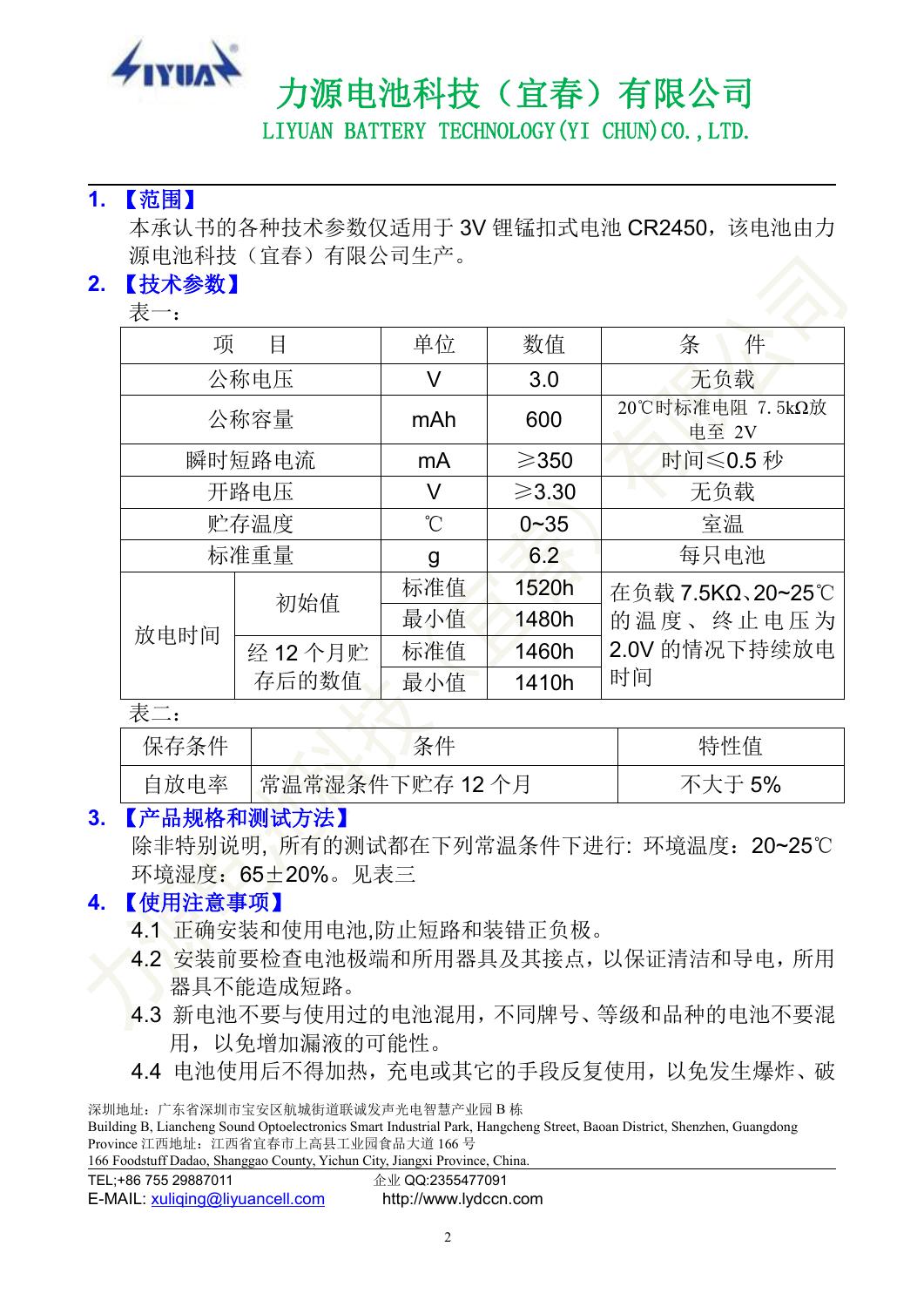## 1. 【范围】

本承认书的各种技术参数仅适用于 3V 锂锰扣式电池 CR2450，该电池由力源电池科技（宜春）有限公司生产。

## 2. 【技术参数】

表一：

| 项　目 | | 单位 | 数值 | 条　件 |
|---|---|---|---|---|
| 公称电压 | | V | 3.0 | 无负载 |
| 公称容量 | | mAh | 600 | 20℃时标准电阻 7.5kΩ放电至 2V |
| 瞬时短路电流 | | mA | ≥350 | 时间≤0.5 秒 |
| 开路电压 | | V | ≥3.30 | 无负载 |
| 贮存温度 | | ℃ | 0~35 | 室温 |
| 标准重量 | | g | 6.2 | 每只电池 |
| 放电时间 | 初始值 | 标准值 | 1520h | 在负载 7.5KΩ、20~25℃的温度、终止电压为 2.0V 的情况下持续放电时间 |
| | | 最小值 | 1480h | |
| | 经 12 个月贮存后的数值 | 标准值 | 1460h | |
| | | 最小值 | 1410h | |

表二：

| 保存条件 | 条件 | 特性值 |
|---|---|---|
| 自放电率 | 常温常湿条件下贮存 12 个月 | 不大于 5% |

## 3. 【产品规格和测试方法】

除非特别说明，所有的测试都在下列常温条件下进行：环境温度：20~25℃ 环境湿度：65±20%。见表三

## 4. 【使用注意事项】

4.1 正确安装和使用电池,防止短路和装错正负极。

4.2 安装前要检查电池极端和所用器具及其接点，以保证清洁和导电，所用器具不能造成短路。

4.3 新电池不要与使用过的电池混用，不同牌号、等级和品种的电池不要混用，以免增加漏液的可能性。

4.4 电池使用后不得加热，充电或其它的手段反复使用，以免发生爆炸、破

深圳地址：广东省深圳市宝安区航城街道联诚发声光电智慧产业园 B 栋
Building B, Liancheng Sound Optoelectronics Smart Industrial Park, Hangcheng Street, Baoan District, Shenzhen, Guangdong Province 江西地址：江西省宜春市上高县工业园食品大道 166 号
166 Foodstuff Dadao, Shanggao County, Yichun City, Jiangxi Province, China.
TEL;+86 755 29887011　　企业 QQ:2355477091
E-MAIL: xuliqing@liyuancell.com　　http://www.lydccn.com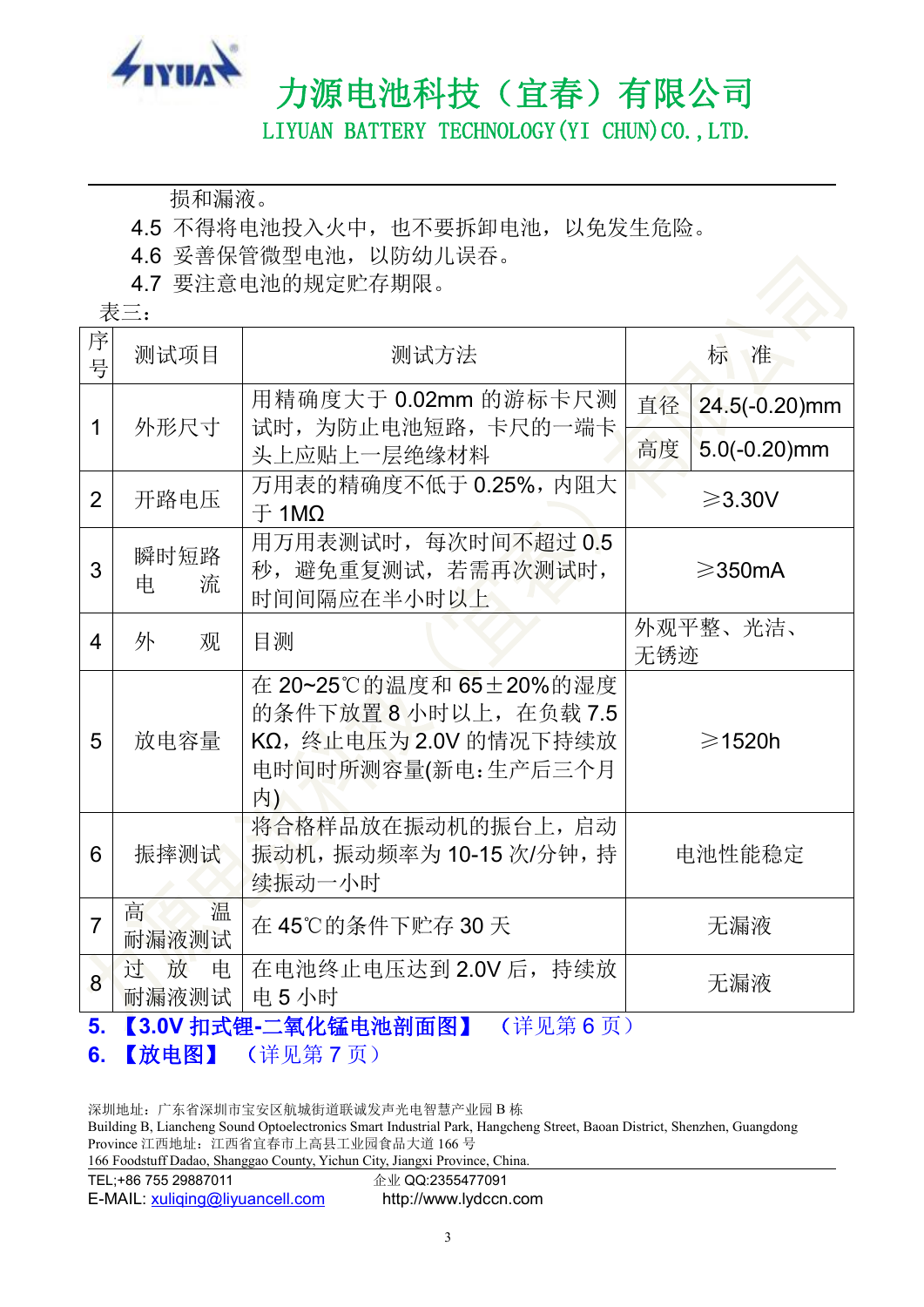损和漏液。

4.5 不得将电池投入火中，也不要拆卸电池，以免发生危险。

4.6 妥善保管微型电池，以防幼儿误吞。

4.7 要注意电池的规定贮存期限。

表三：

| 序号 | 测试项目 | 测试方法 | 标　准 | |
|---|---|---|---|---|
| 1 | 外形尺寸 | 用精确度大于 0.02mm 的游标卡尺测试时，为防止电池短路，卡尺的一端卡头上应贴上一层绝缘材料 | 直径 | 24.5(-0.20)mm |
| | | | 高度 | 5.0(-0.20)mm |
| 2 | 开路电压 | 万用表的精确度不低于 0.25%，内阻大于 1MΩ | ≥3.30V | |
| 3 | 瞬时短路电　流 | 用万用表测试时，每次时间不超过 0.5 秒，避免重复测试，若需再次测试时，时间间隔应在半小时以上 | ≥350mA | |
| 4 | 外　　观 | 目测 | 外观平整、光洁、无锈迹 | |
| 5 | 放电容量 | 在 20~25℃的温度和 65±20%的湿度的条件下放置 8 小时以上，在负载 7.5 KΩ，终止电压为 2.0V 的情况下持续放电时间时所测容量(新电:生产后三个月内) | ≥1520h | |
| 6 | 振摔测试 | 将合格样品放在振动机的振台上，启动振动机，振动频率为 10-15 次/分钟，持续振动一小时 | 电池性能稳定 | |
| 7 | 高　　温耐漏液测试 | 在 45℃的条件下贮存 30 天 | 无漏液 | |
| 8 | 过　放　电耐漏液测试 | 在电池终止电压达到 2.0V 后，持续放电 5 小时 | 无漏液 | |

**5. 【3.0V 扣式锂-二氧化锰电池剖面图】** （详见第 6 页）

**6. 【放电图】** （详见第 7 页）

深圳地址：广东省深圳市宝安区航城街道联诚发声光电智慧产业园 B 栋
Building B, Liancheng Sound Optoelectronics Smart Industrial Park, Hangcheng Street, Baoan District, Shenzhen, Guangdong Province 江西地址：江西省宜春市上高县工业园食品大道 166 号
166 Foodstuff Dadao, Shanggao County, Yichun City, Jiangxi Province, China.

TEL;+86 755 29887011　　企业 QQ:2355477091
E-MAIL: xuliqing@liyuancell.com　　http://www.lydccn.com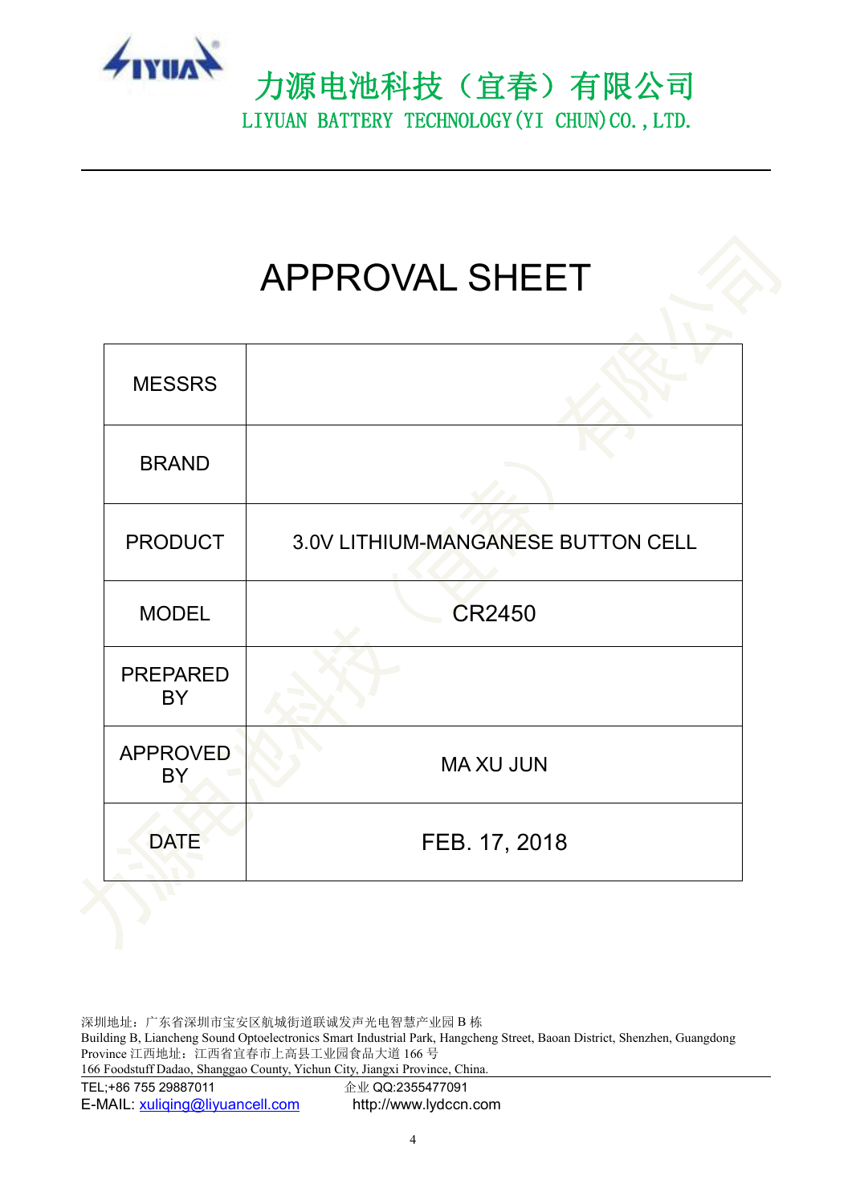力源电池科技（宜春）有限公司

LIYUAN BATTERY TECHNOLOGY(YI CHUN)CO.,LTD.

# APPROVAL SHEET

| MESSRS | |
|---|---|
| BRAND | |
| PRODUCT | 3.0V LITHIUM-MANGANESE BUTTON CELL |
| MODEL | CR2450 |
| PREPARED BY | |
| APPROVED BY | MA XU JUN |
| DATE | FEB. 17, 2018 |

深圳地址：广东省深圳市宝安区航城街道联诚发声光电智慧产业园 B 栋

Building B, Liancheng Sound Optoelectronics Smart Industrial Park, Hangcheng Street, Baoan District, Shenzhen, Guangdong Province 江西地址：江西省宜春市上高县工业园食品大道 166 号

166 Foodstuff Dadao, Shanggao County, Yichun City, Jiangxi Province, China.

TEL;+86 755 29887011 企业 QQ:2355477091

E-MAIL: xuliqing@liyuancell.com http://www.lydccn.com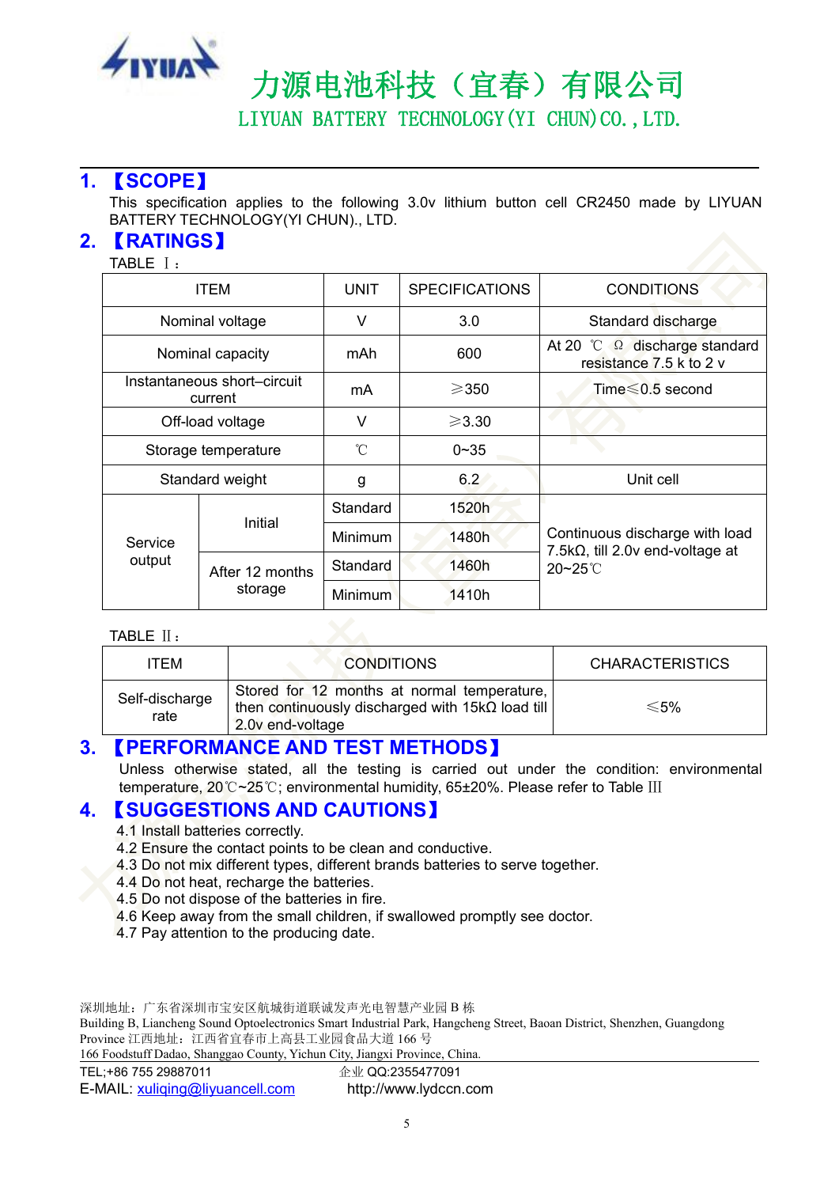力源电池科技（宜春）有限公司
LIYUAN BATTERY TECHNOLOGY(YI CHUN)CO.,LTD.

## 1. 【SCOPE】

This specification applies to the following 3.0v lithium button cell CR2450 made by LIYUAN BATTERY TECHNOLOGY(YI CHUN)., LTD.

## 2. 【RATINGS】

TABLE Ⅰ：

| ITEM | | UNIT | SPECIFICATIONS | CONDITIONS |
|---|---|---|---|---|
| Nominal voltage | | V | 3.0 | Standard discharge |
| Nominal capacity | | mAh | 600 | At 20 ℃ Ω discharge standard resistance 7.5 k to 2 v |
| Instantaneous short–circuit current | | mA | ⩾350 | Time⩽0.5 second |
| Off-load voltage | | V | ⩾3.30 | |
| Storage temperature | | ℃ | 0~35 | |
| Standard weight | | g | 6.2 | Unit cell |
| Service output | Initial | Standard | 1520h | Continuous discharge with load 7.5kΩ, till 2.0v end-voltage at 20~25℃ |
| | | Minimum | 1480h | |
| | After 12 months storage | Standard | 1460h | |
| | | Minimum | 1410h | |

TABLE Ⅱ：

| ITEM | CONDITIONS | CHARACTERISTICS |
|---|---|---|
| Self-discharge rate | Stored for 12 months at normal temperature, then continuously discharged with 15kΩ load till 2.0v end-voltage | ⩽5% |

## 3. 【PERFORMANCE AND TEST METHODS】

Unless otherwise stated, all the testing is carried out under the condition: environmental temperature, 20℃~25℃; environmental humidity, 65±20%. Please refer to Table Ⅲ

## 4. 【SUGGESTIONS AND CAUTIONS】

4.1 Install batteries correctly.
4.2 Ensure the contact points to be clean and conductive.
4.3 Do not mix different types, different brands batteries to serve together.
4.4 Do not heat, recharge the batteries.
4.5 Do not dispose of the batteries in fire.
4.6 Keep away from the small children, if swallowed promptly see doctor.
4.7 Pay attention to the producing date.

深圳地址：广东省深圳市宝安区航城街道联诚发声光电智慧产业园 B 栋
Building B, Liancheng Sound Optoelectronics Smart Industrial Park, Hangcheng Street, Baoan District, Shenzhen, Guangdong Province 江西地址：江西省宜春市上高县工业园食品大道 166 号
166 Foodstuff Dadao, Shanggao County, Yichun City, Jiangxi Province, China.
TEL;+86 755 29887011 企业 QQ:2355477091
E-MAIL: xuliqing@liyuancell.com http://www.lydccn.com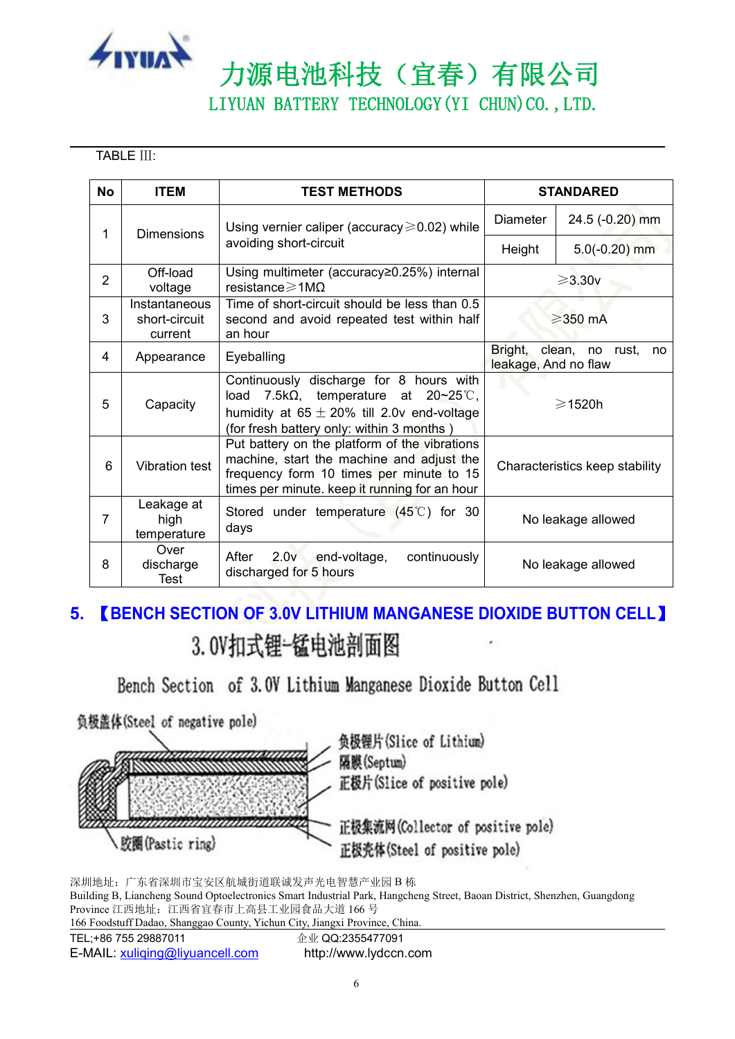TABLE Ⅲ:

| No | ITEM | TEST METHODS | STANDARD | |
|---|---|---|---|---|
| 1 | Dimensions | Using vernier caliper (accuracy≥0.02) while avoiding short-circuit | Diameter | 24.5 (-0.20) mm |
| | | | Height | 5.0(-0.20) mm |
| 2 | Off-load voltage | Using multimeter (accuracy≥0.25%) internal resistance≥1MΩ | ≥3.30v | |
| 3 | Instantaneous short-circuit current | Time of short-circuit should be less than 0.5 second and avoid repeated test within half an hour | ≥350 mA | |
| 4 | Appearance | Eyeballing | Bright, clean, no rust, no leakage, And no flaw | |
| 5 | Capacity | Continuously discharge for 8 hours with load 7.5kΩ, temperature at 20~25℃, humidity at 65 ± 20% till 2.0v end-voltage (for fresh battery only: within 3 months ) | ≥1520h | |
| 6 | Vibration test | Put battery on the platform of the vibrations machine, start the machine and adjust the frequency form 10 times per minute to 15 times per minute. keep it running for an hour | Characteristics keep stability | |
| 7 | Leakage at high temperature | Stored under temperature (45℃) for 30 days | No leakage allowed | |
| 8 | Over discharge Test | After 2.0v end-voltage, continuously discharged for 5 hours | No leakage allowed | |

## 5. 【BENCH SECTION OF 3.0V LITHIUM MANGANESE DIOXIDE BUTTON CELL】

3.0V扣式锂-锰电池剖面图

Bench Section of 3.0V Lithium Manganese Dioxide Button Cell

负极盖体(Steel of negative pole)

负极锂片(Slice of Lithium)

隔膜(Septum)

正极片(Slice of positive pole)

正极集流网(Collector of positive pole)

正极壳体(Steel of positive pole)

胶圈(Pastic ring)

深圳地址：广东省深圳市宝安区航城街道联诚发声光电智慧产业园 B 栋
Building B, Liancheng Sound Optoelectronics Smart Industrial Park, Hangcheng Street, Baoan District, Shenzhen, Guangdong Province 江西地址：江西省宜春市上高县工业园食品大道 166 号
166 Foodstuff Dadao, Shanggao County, Yichun City, Jiangxi Province, China.

TEL;+86 755 29887011 企业 QQ:2355477091
E-MAIL: xuliqing@liyuancell.com http://www.lydccn.com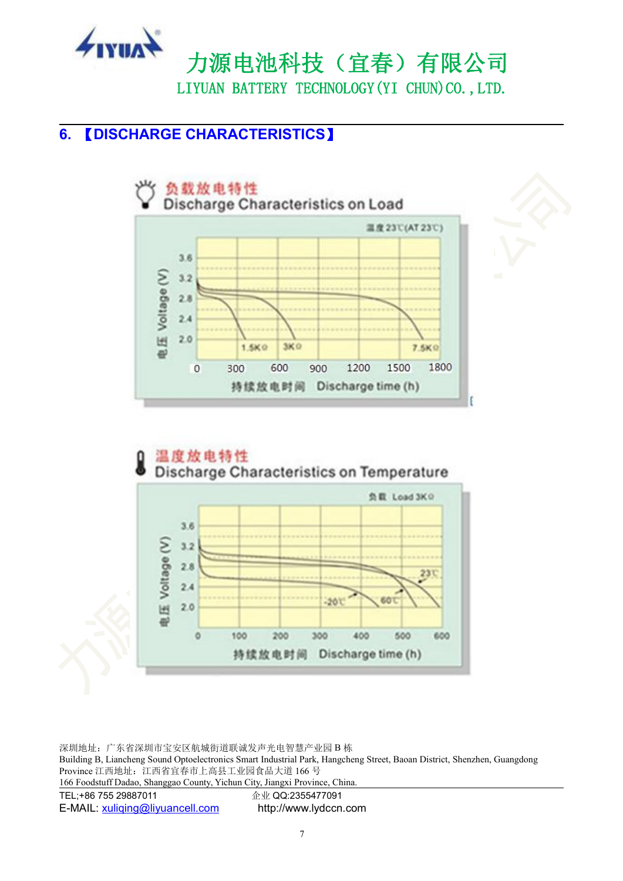## 6. 【DISCHARGE CHARACTERISTICS】

负载放电特性
Discharge Characteristics on Load

温度 23℃(AT 23℃)

电压 Voltage (V)

3.6
3.2
2.8
2.4
2.0

1.5KΩ
3KΩ
7.5KΩ

0
300
600
900
1200
1500
1800

持续放电时间 Discharge time (h)

温度放电特性
Discharge Characteristics on Temperature

负载 Load 3KΩ

电压 Voltage (V)

3.6
3.2
2.8
2.4
2.0

23℃
-20℃
60℃

0
100
200
300
400
500
600

持续放电时间 Discharge time (h)

深圳地址：广东省深圳市宝安区航城街道联诚发声光电智慧产业园 B 栋
Building B, Liancheng Sound Optoelectronics Smart Industrial Park, Hangcheng Street, Baoan District, Shenzhen, Guangdong Province 江西地址：江西省宜春市上高县工业园食品大道 166 号
166 Foodstuff Dadao, Shanggao County, Yichun City, Jiangxi Province, China.

TEL;+86 755 29887011 企业 QQ:2355477091
E-MAIL: xuliqing@liyuancell.com http://www.lydccn.com